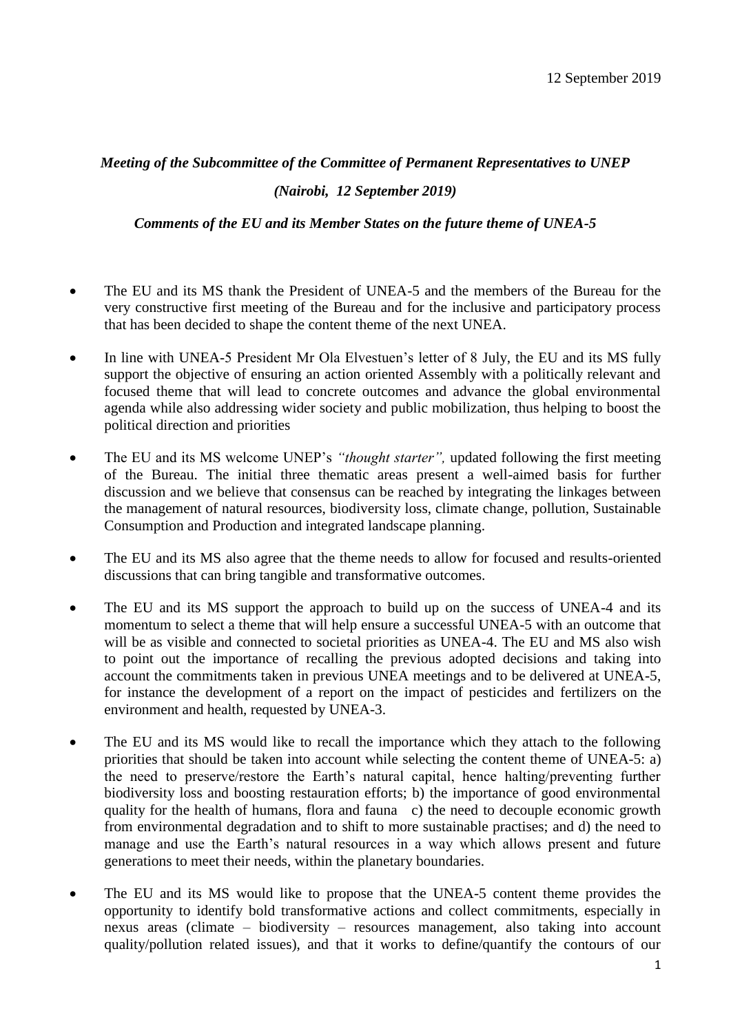12 September 2019

***Meeting of the Subcommittee of the Committee of Permanent Representatives to UNEP***

***(Nairobi, 12 September 2019)***

***Comments of the EU and its Member States on the future theme of UNEA-5***

- The EU and its MS thank the President of UNEA-5 and the members of the Bureau for the very constructive first meeting of the Bureau and for the inclusive and participatory process that has been decided to shape the content theme of the next UNEA.

- In line with UNEA-5 President Mr Ola Elvestuen's letter of 8 July, the EU and its MS fully support the objective of ensuring an action oriented Assembly with a politically relevant and focused theme that will lead to concrete outcomes and advance the global environmental agenda while also addressing wider society and public mobilization, thus helping to boost the political direction and priorities

- The EU and its MS welcome UNEP's *"thought starter",* updated following the first meeting of the Bureau. The initial three thematic areas present a well-aimed basis for further discussion and we believe that consensus can be reached by integrating the linkages between the management of natural resources, biodiversity loss, climate change, pollution, Sustainable Consumption and Production and integrated landscape planning.

- The EU and its MS also agree that the theme needs to allow for focused and results-oriented discussions that can bring tangible and transformative outcomes.

- The EU and its MS support the approach to build up on the success of UNEA-4 and its momentum to select a theme that will help ensure a successful UNEA-5 with an outcome that will be as visible and connected to societal priorities as UNEA-4. The EU and MS also wish to point out the importance of recalling the previous adopted decisions and taking into account the commitments taken in previous UNEA meetings and to be delivered at UNEA-5, for instance the development of a report on the impact of pesticides and fertilizers on the environment and health, requested by UNEA-3.

- The EU and its MS would like to recall the importance which they attach to the following priorities that should be taken into account while selecting the content theme of UNEA-5: a) the need to preserve/restore the Earth's natural capital, hence halting/preventing further biodiversity loss and boosting restauration efforts; b) the importance of good environmental quality for the health of humans, flora and fauna c) the need to decouple economic growth from environmental degradation and to shift to more sustainable practises; and d) the need to manage and use the Earth's natural resources in a way which allows present and future generations to meet their needs, within the planetary boundaries.

- The EU and its MS would like to propose that the UNEA-5 content theme provides the opportunity to identify bold transformative actions and collect commitments, especially in nexus areas (climate – biodiversity – resources management, also taking into account quality/pollution related issues), and that it works to define/quantify the contours of our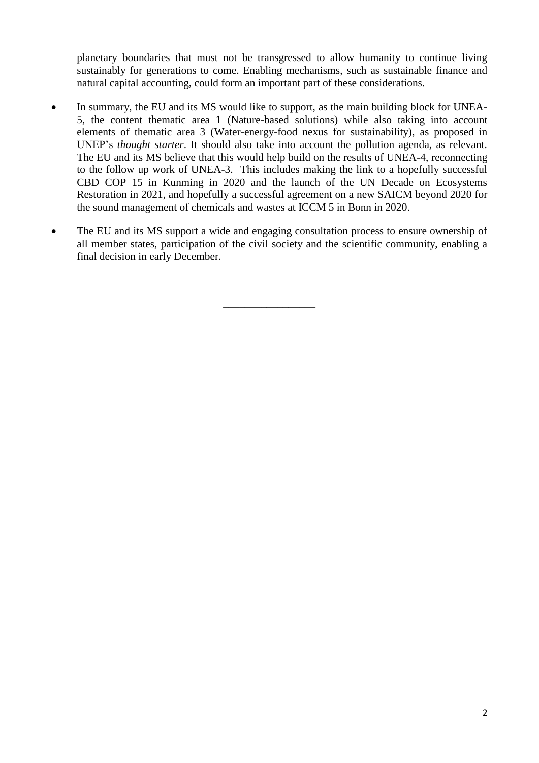planetary boundaries that must not be transgressed to allow humanity to continue living sustainably for generations to come. Enabling mechanisms, such as sustainable finance and natural capital accounting, could form an important part of these considerations.

- In summary, the EU and its MS would like to support, as the main building block for UNEA-5, the content thematic area 1 (Nature-based solutions) while also taking into account elements of thematic area 3 (Water-energy-food nexus for sustainability), as proposed in UNEP's *thought starter*. It should also take into account the pollution agenda, as relevant. The EU and its MS believe that this would help build on the results of UNEA-4, reconnecting to the follow up work of UNEA-3. This includes making the link to a hopefully successful CBD COP 15 in Kunming in 2020 and the launch of the UN Decade on Ecosystems Restoration in 2021, and hopefully a successful agreement on a new SAICM beyond 2020 for the sound management of chemicals and wastes at ICCM 5 in Bonn in 2020.

- The EU and its MS support a wide and engaging consultation process to ensure ownership of all member states, participation of the civil society and the scientific community, enabling a final decision in early December.

\_\_\_\_\_\_\_\_\_\_\_\_\_\_\_\_\_\_